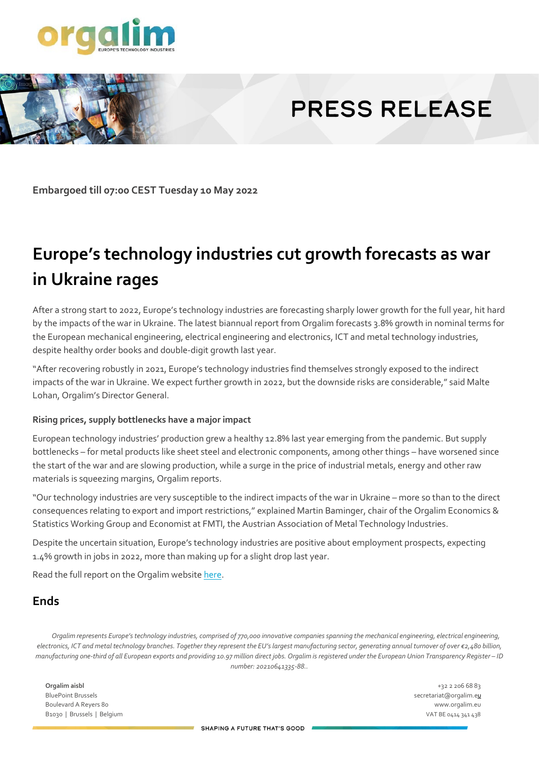PRESS RELEASE

**Embargoed till 07:00 CEST Tuesday 10 May 2022**

# Europe's technology industries cut growth forecasts as war in Ukraine rages

After a strong start to 2022, Europe's technology industries are forecasting sharply lower growth for the full year, hit hard by the impacts of the war in Ukraine. The latest biannual report from Orgalim forecasts 3.8% growth in nominal terms for the European mechanical engineering, electrical engineering and electronics, ICT and metal technology industries, despite healthy order books and double-digit growth last year.

"After recovering robustly in 2021, Europe's technology industries find themselves strongly exposed to the indirect impacts of the war in Ukraine. We expect further growth in 2022, but the downside risks are considerable," said Malte Lohan, Orgalim's Director General.

**Rising prices, supply bottlenecks have a major impact**

European technology industries' production grew a healthy 12.8% last year emerging from the pandemic. But supply bottlenecks – for metal products like sheet steel and electronic components, among other things – have worsened since the start of the war and are slowing production, while a surge in the price of industrial metals, energy and other raw materials is squeezing margins, Orgalim reports.

"Our technology industries are very susceptible to the indirect impacts of the war in Ukraine – more so than to the direct consequences relating to export and import restrictions," explained Martin Baminger, chair of the Orgalim Economics & Statistics Working Group and Economist at FMTI, the Austrian Association of Metal Technology Industries.

Despite the uncertain situation, Europe's technology industries are positive about employment prospects, expecting 1.4% growth in jobs in 2022, more than making up for a slight drop last year.

Read the full report on the Orgalim website here.

## Ends

*Orgalim represents Europe's technology industries, comprised of 770,000 innovative companies spanning the mechanical engineering, electrical engineering, electronics, ICT and metal technology branches. Together they represent the EU's largest manufacturing sector, generating annual turnover of over €2,480 billion, manufacturing one-third of all European exports and providing 10.97 million direct jobs. Orgalim is registered under the European Union Transparency Register – ID number: 20210641335-88..*

**Orgalim aisbl**
BluePoint Brussels
Boulevard A Reyers 80
B1030 | Brussels | Belgium

+32 2 206 68 83
secretariat@orgalim.eu
www.orgalim.eu
VAT BE 0414 341 438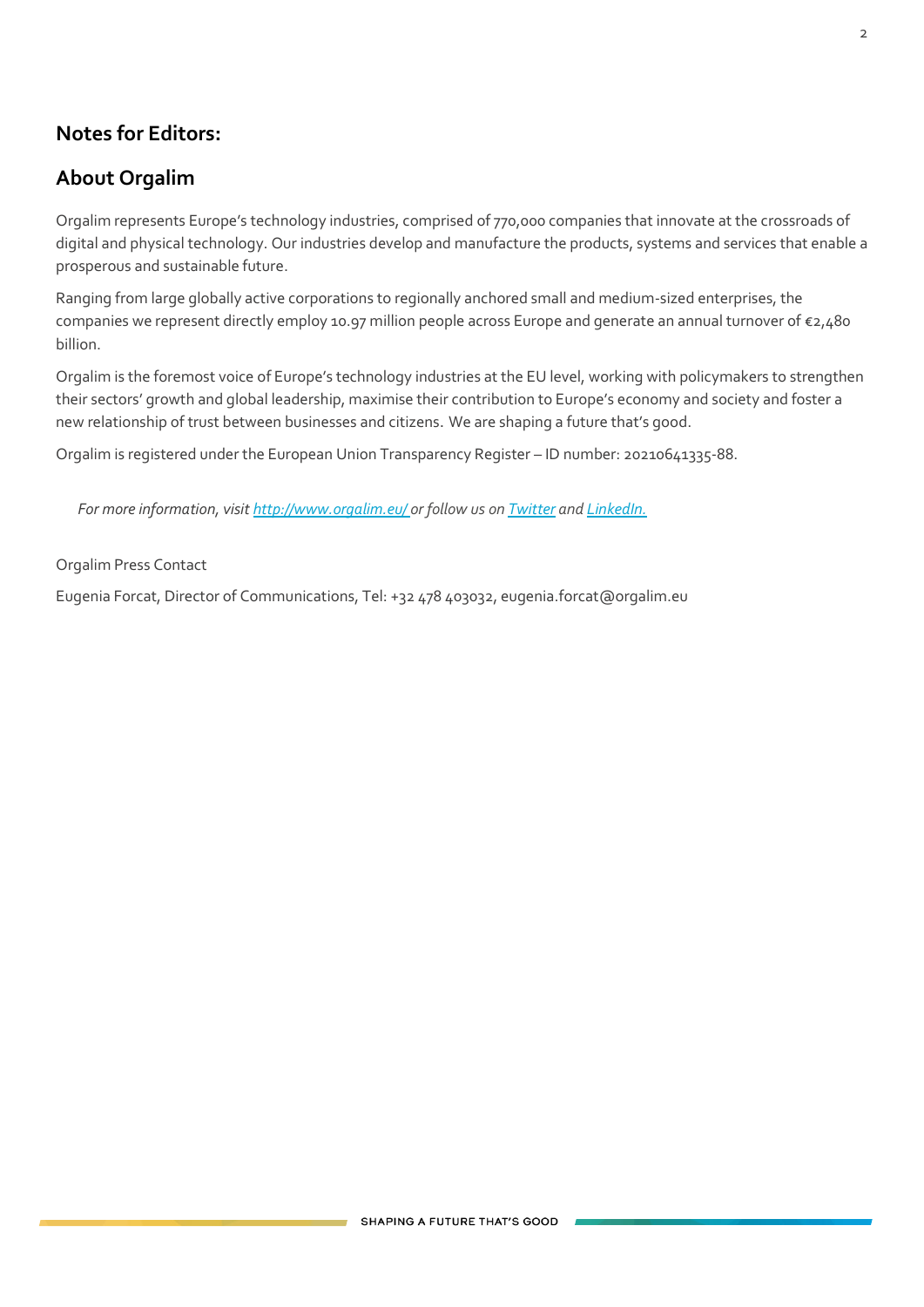## Notes for Editors:

## About Orgalim

Orgalim represents Europe's technology industries, comprised of 770,000 companies that innovate at the crossroads of digital and physical technology. Our industries develop and manufacture the products, systems and services that enable a prosperous and sustainable future.

Ranging from large globally active corporations to regionally anchored small and medium-sized enterprises, the companies we represent directly employ 10.97 million people across Europe and generate an annual turnover of €2,480 billion.

Orgalim is the foremost voice of Europe's technology industries at the EU level, working with policymakers to strengthen their sectors' growth and global leadership, maximise their contribution to Europe's economy and society and foster a new relationship of trust between businesses and citizens. We are shaping a future that's good.

Orgalim is registered under the European Union Transparency Register – ID number: 20210641335-88.

*For more information, visit [http://www.orgalim.eu/](http://www.orgalim.eu/) or follow us on Twitter and LinkedIn.*

Orgalim Press Contact

Eugenia Forcat, Director of Communications, Tel: +32 478 403032, eugenia.forcat@orgalim.eu